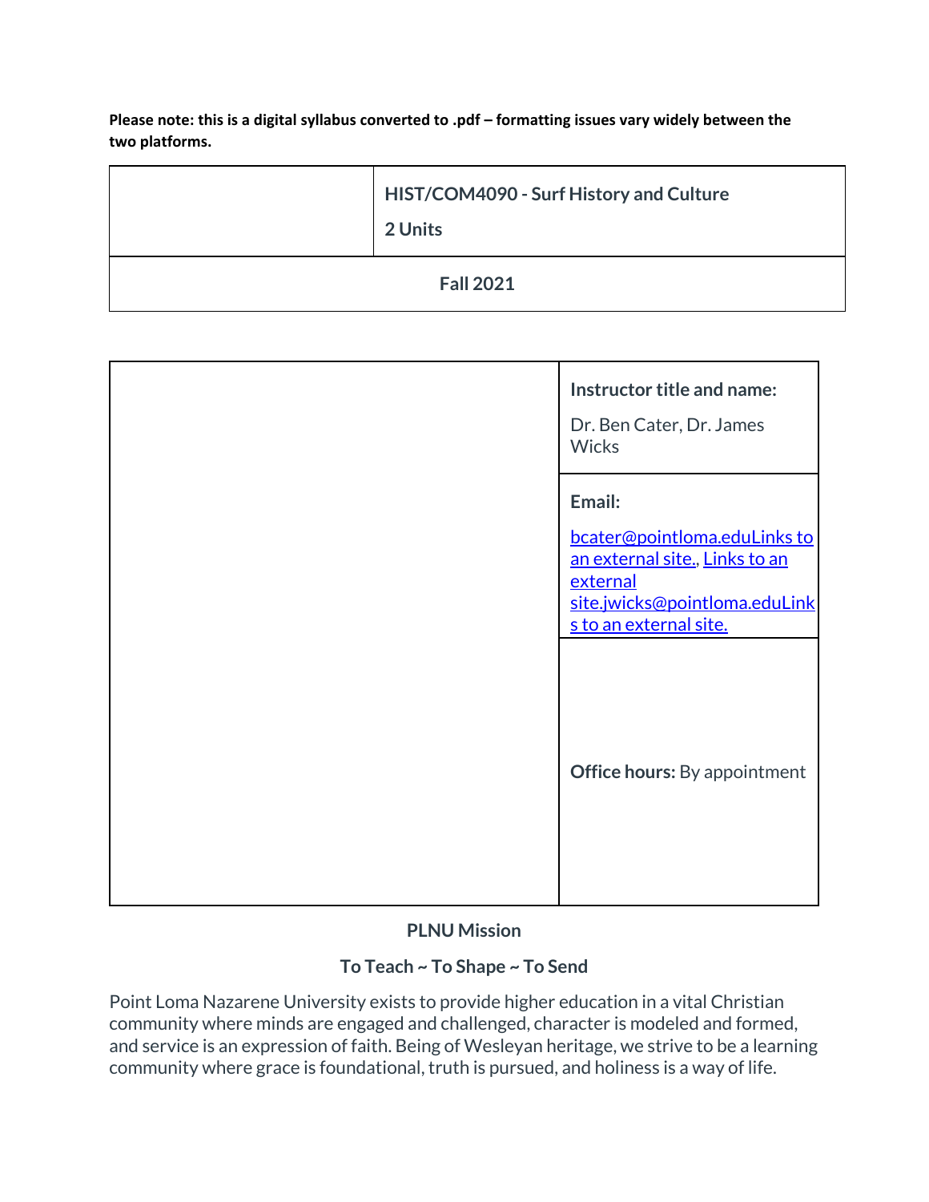**Please note: this is a digital syllabus converted to .pdf – formatting issues vary widely between the two platforms.**

| | HIST/COM4090 - Surf History and Culture<br><br>2 Units |
|---|---|
| Fall 2021 | |

| | |
|---|---|
| | **Instructor title and name:**<br><br>Dr. Ben Cater, Dr. James Wicks |
| | **Email:**<br><br>bcater@pointloma.eduLinks to an external site., Links to an external site.jwicks@pointloma.eduLinks to an external site. |
| | **Office hours:** By appointment |

**PLNU Mission**

**To Teach ~ To Shape ~ To Send**

Point Loma Nazarene University exists to provide higher education in a vital Christian community where minds are engaged and challenged, character is modeled and formed, and service is an expression of faith. Being of Wesleyan heritage, we strive to be a learning community where grace is foundational, truth is pursued, and holiness is a way of life.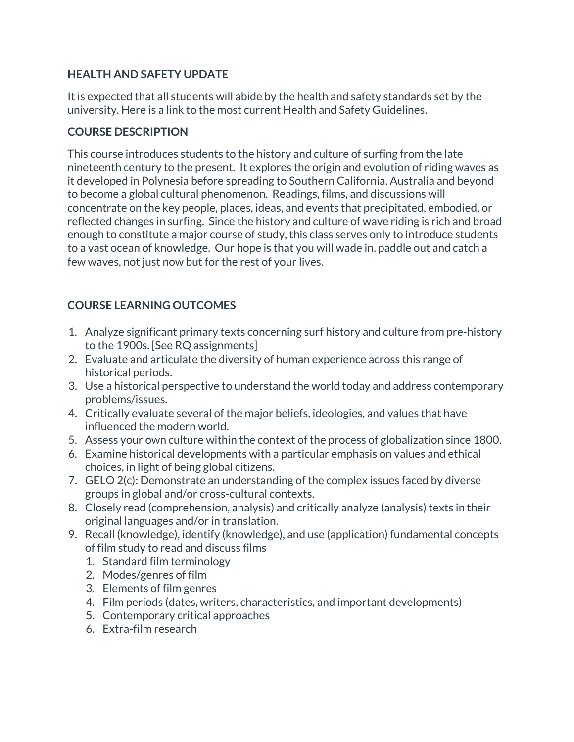## HEALTH AND SAFETY UPDATE

It is expected that all students will abide by the health and safety standards set by the university. Here is a link to the most current Health and Safety Guidelines.

## COURSE DESCRIPTION

This course introduces students to the history and culture of surfing from the late nineteenth century to the present. It explores the origin and evolution of riding waves as it developed in Polynesia before spreading to Southern California, Australia and beyond to become a global cultural phenomenon. Readings, films, and discussions will concentrate on the key people, places, ideas, and events that precipitated, embodied, or reflected changes in surfing. Since the history and culture of wave riding is rich and broad enough to constitute a major course of study, this class serves only to introduce students to a vast ocean of knowledge. Our hope is that you will wade in, paddle out and catch a few waves, not just now but for the rest of your lives.

## COURSE LEARNING OUTCOMES

1. Analyze significant primary texts concerning surf history and culture from pre-history to the 1900s. [See RQ assignments]
2. Evaluate and articulate the diversity of human experience across this range of historical periods.
3. Use a historical perspective to understand the world today and address contemporary problems/issues.
4. Critically evaluate several of the major beliefs, ideologies, and values that have influenced the modern world.
5. Assess your own culture within the context of the process of globalization since 1800.
6. Examine historical developments with a particular emphasis on values and ethical choices, in light of being global citizens.
7. GELO 2(c): Demonstrate an understanding of the complex issues faced by diverse groups in global and/or cross-cultural contexts.
8. Closely read (comprehension, analysis) and critically analyze (analysis) texts in their original languages and/or in translation.
9. Recall (knowledge), identify (knowledge), and use (application) fundamental concepts of film study to read and discuss films
    1. Standard film terminology
    2. Modes/genres of film
    3. Elements of film genres
    4. Film periods (dates, writers, characteristics, and important developments)
    5. Contemporary critical approaches
    6. Extra-film research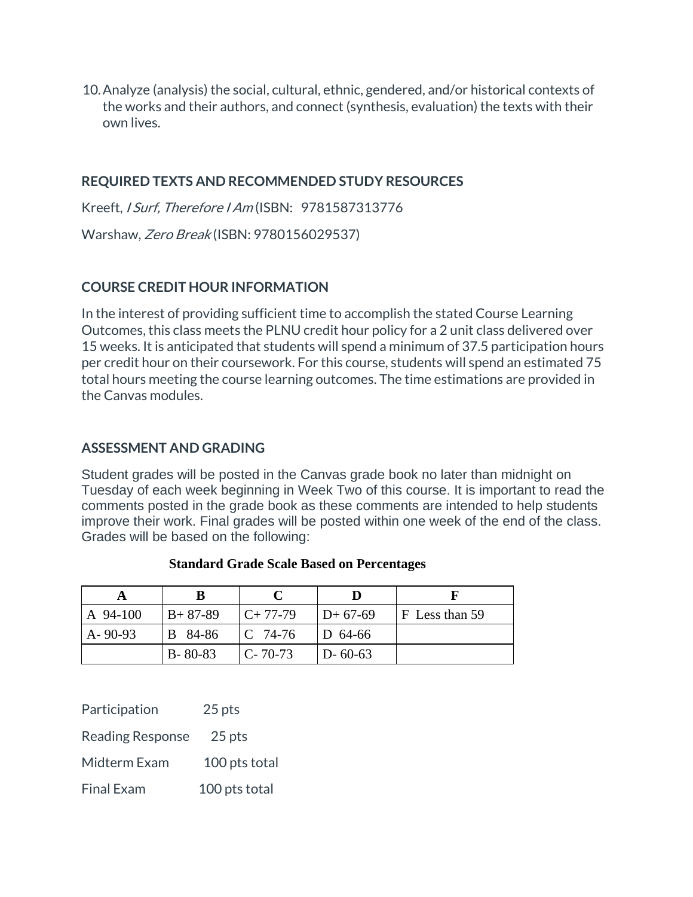10. Analyze (analysis) the social, cultural, ethnic, gendered, and/or historical contexts of the works and their authors, and connect (synthesis, evaluation) the texts with their own lives.

### REQUIRED TEXTS AND RECOMMENDED STUDY RESOURCES

Kreeft, *I Surf, Therefore I Am* (ISBN: 9781587313776

Warshaw, *Zero Break* (ISBN: 9780156029537)

### COURSE CREDIT HOUR INFORMATION

In the interest of providing sufficient time to accomplish the stated Course Learning Outcomes, this class meets the PLNU credit hour policy for a 2 unit class delivered over 15 weeks. It is anticipated that students will spend a minimum of 37.5 participation hours per credit hour on their coursework. For this course, students will spend an estimated 75 total hours meeting the course learning outcomes. The time estimations are provided in the Canvas modules.

### ASSESSMENT AND GRADING

Student grades will be posted in the Canvas grade book no later than midnight on Tuesday of each week beginning in Week Two of this course. It is important to read the comments posted in the grade book as these comments are intended to help students improve their work. Final grades will be posted within one week of the end of the class. Grades will be based on the following:

**Standard Grade Scale Based on Percentages**

| A | B | C | D | F |
|---|---|---|---|---|
| A 94-100 | B+ 87-89 | C+ 77-79 | D+ 67-69 | F Less than 59 |
| A- 90-93 | B 84-86 | C 74-76 | D 64-66 | |
| | B- 80-83 | C- 70-73 | D- 60-63 | |

Participation 25 pts

Reading Response 25 pts

Midterm Exam 100 pts total

Final Exam 100 pts total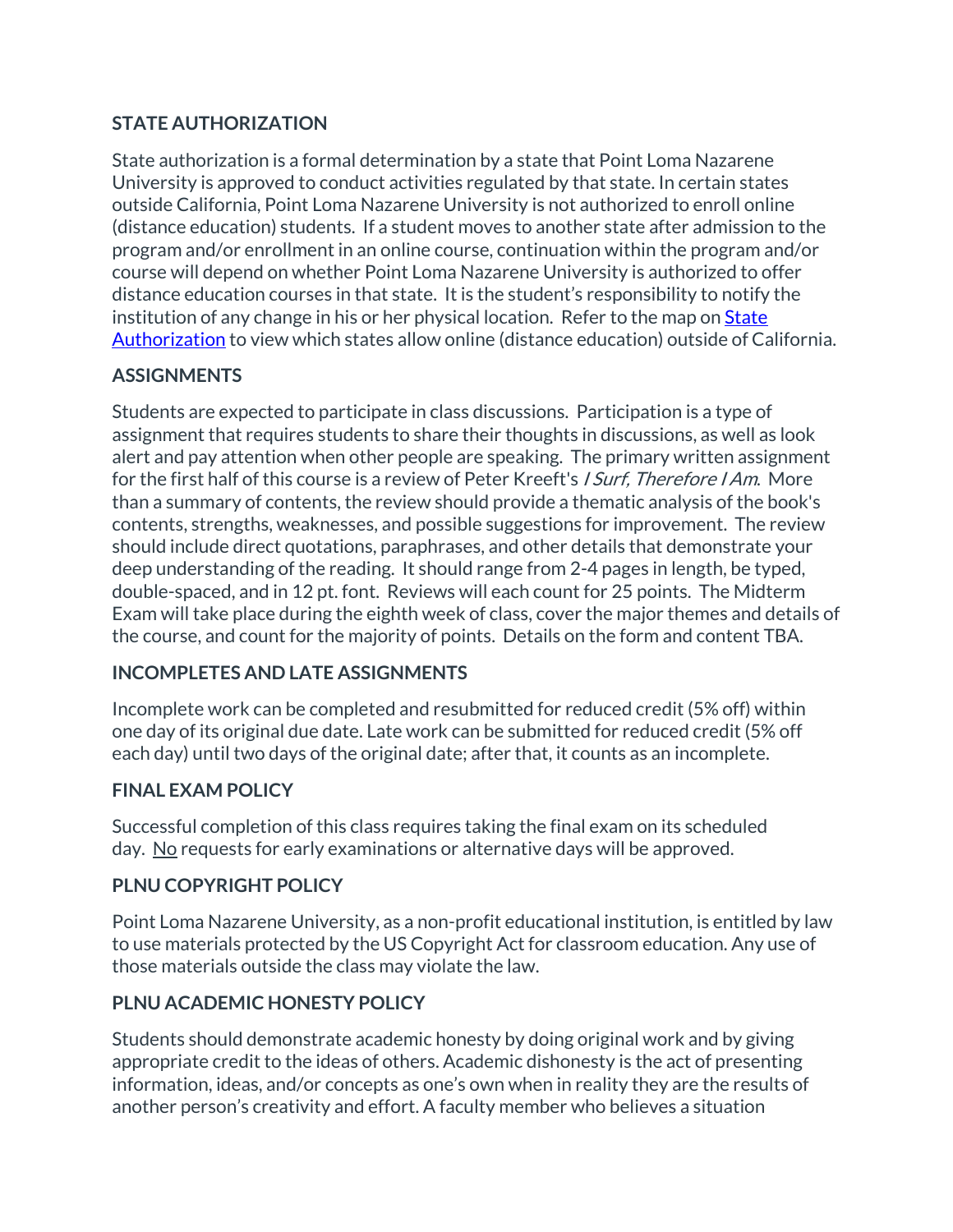### STATE AUTHORIZATION

State authorization is a formal determination by a state that Point Loma Nazarene University is approved to conduct activities regulated by that state. In certain states outside California, Point Loma Nazarene University is not authorized to enroll online (distance education) students. If a student moves to another state after admission to the program and/or enrollment in an online course, continuation within the program and/or course will depend on whether Point Loma Nazarene University is authorized to offer distance education courses in that state. It is the student's responsibility to notify the institution of any change in his or her physical location. Refer to the map on [State Authorization]() to view which states allow online (distance education) outside of California.

### ASSIGNMENTS

Students are expected to participate in class discussions. Participation is a type of assignment that requires students to share their thoughts in discussions, as well as look alert and pay attention when other people are speaking. The primary written assignment for the first half of this course is a review of Peter Kreeft's *I Surf, Therefore I Am*. More than a summary of contents, the review should provide a thematic analysis of the book's contents, strengths, weaknesses, and possible suggestions for improvement. The review should include direct quotations, paraphrases, and other details that demonstrate your deep understanding of the reading. It should range from 2-4 pages in length, be typed, double-spaced, and in 12 pt. font. Reviews will each count for 25 points. The Midterm Exam will take place during the eighth week of class, cover the major themes and details of the course, and count for the majority of points. Details on the form and content TBA.

### INCOMPLETES AND LATE ASSIGNMENTS

Incomplete work can be completed and resubmitted for reduced credit (5% off) within one day of its original due date. Late work can be submitted for reduced credit (5% off each day) until two days of the original date; after that, it counts as an incomplete.

### FINAL EXAM POLICY

Successful completion of this class requires taking the final exam on its scheduled day. No requests for early examinations or alternative days will be approved.

### PLNU COPYRIGHT POLICY

Point Loma Nazarene University, as a non-profit educational institution, is entitled by law to use materials protected by the US Copyright Act for classroom education. Any use of those materials outside the class may violate the law.

### PLNU ACADEMIC HONESTY POLICY

Students should demonstrate academic honesty by doing original work and by giving appropriate credit to the ideas of others. Academic dishonesty is the act of presenting information, ideas, and/or concepts as one's own when in reality they are the results of another person's creativity and effort. A faculty member who believes a situation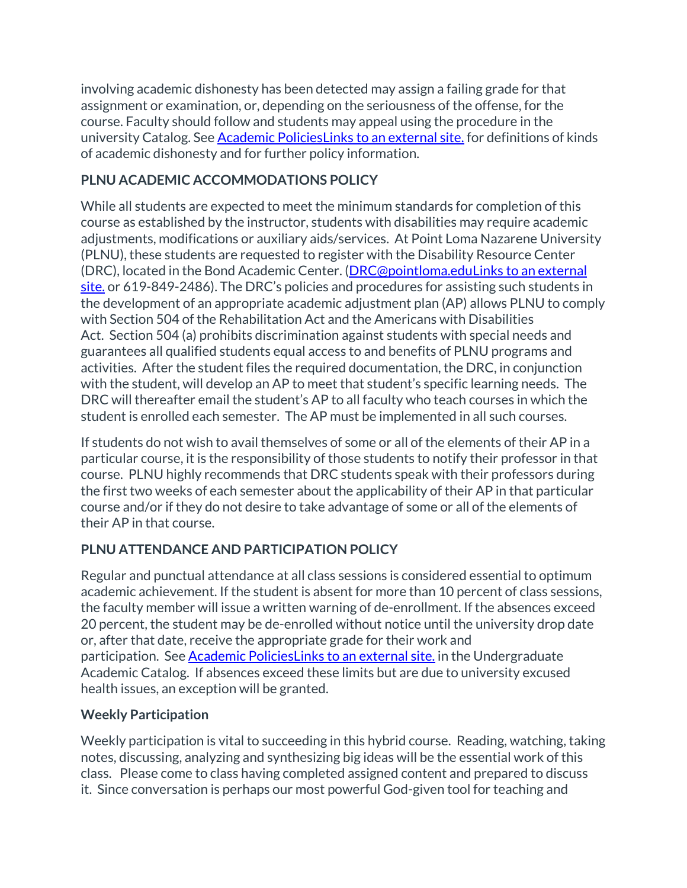involving academic dishonesty has been detected may assign a failing grade for that assignment or examination, or, depending on the seriousness of the offense, for the course. Faculty should follow and students may appeal using the procedure in the university Catalog. See [Academic PoliciesLinks to an external site.] for definitions of kinds of academic dishonesty and for further policy information.

**PLNU ACADEMIC ACCOMMODATIONS POLICY**

While all students are expected to meet the minimum standards for completion of this course as established by the instructor, students with disabilities may require academic adjustments, modifications or auxiliary aids/services. At Point Loma Nazarene University (PLNU), these students are requested to register with the Disability Resource Center (DRC), located in the Bond Academic Center. ([DRC@pointloma.eduLinks to an external site.] or 619-849-2486). The DRC's policies and procedures for assisting such students in the development of an appropriate academic adjustment plan (AP) allows PLNU to comply with Section 504 of the Rehabilitation Act and the Americans with Disabilities Act. Section 504 (a) prohibits discrimination against students with special needs and guarantees all qualified students equal access to and benefits of PLNU programs and activities. After the student files the required documentation, the DRC, in conjunction with the student, will develop an AP to meet that student's specific learning needs. The DRC will thereafter email the student's AP to all faculty who teach courses in which the student is enrolled each semester. The AP must be implemented in all such courses.

If students do not wish to avail themselves of some or all of the elements of their AP in a particular course, it is the responsibility of those students to notify their professor in that course. PLNU highly recommends that DRC students speak with their professors during the first two weeks of each semester about the applicability of their AP in that particular course and/or if they do not desire to take advantage of some or all of the elements of their AP in that course.

**PLNU ATTENDANCE AND PARTICIPATION POLICY**

Regular and punctual attendance at all class sessions is considered essential to optimum academic achievement. If the student is absent for more than 10 percent of class sessions, the faculty member will issue a written warning of de-enrollment. If the absences exceed 20 percent, the student may be de-enrolled without notice until the university drop date or, after that date, receive the appropriate grade for their work and participation. See [Academic PoliciesLinks to an external site.] in the Undergraduate Academic Catalog. If absences exceed these limits but are due to university excused health issues, an exception will be granted.

**Weekly Participation**

Weekly participation is vital to succeeding in this hybrid course. Reading, watching, taking notes, discussing, analyzing and synthesizing big ideas will be the essential work of this class. Please come to class having completed assigned content and prepared to discuss it. Since conversation is perhaps our most powerful God-given tool for teaching and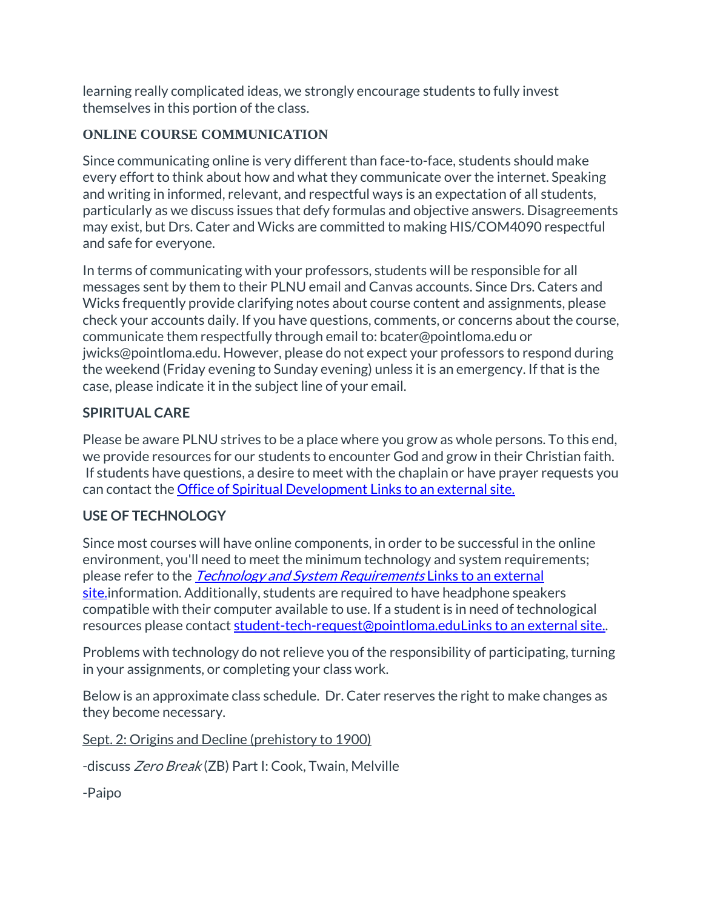learning really complicated ideas, we strongly encourage students to fully invest themselves in this portion of the class.

**ONLINE COURSE COMMUNICATION**

Since communicating online is very different than face-to-face, students should make every effort to think about how and what they communicate over the internet. Speaking and writing in informed, relevant, and respectful ways is an expectation of all students, particularly as we discuss issues that defy formulas and objective answers. Disagreements may exist, but Drs. Cater and Wicks are committed to making HIS/COM4090 respectful and safe for everyone.

In terms of communicating with your professors, students will be responsible for all messages sent by them to their PLNU email and Canvas accounts. Since Drs. Caters and Wicks frequently provide clarifying notes about course content and assignments, please check your accounts daily. If you have questions, comments, or concerns about the course, communicate them respectfully through email to: bcater@pointloma.edu or jwicks@pointloma.edu. However, please do not expect your professors to respond during the weekend (Friday evening to Sunday evening) unless it is an emergency. If that is the case, please indicate it in the subject line of your email.

**SPIRITUAL CARE**

Please be aware PLNU strives to be a place where you grow as whole persons. To this end, we provide resources for our students to encounter God and grow in their Christian faith. If students have questions, a desire to meet with the chaplain or have prayer requests you can contact the Office of Spiritual Development Links to an external site.

**USE OF TECHNOLOGY**

Since most courses will have online components, in order to be successful in the online environment, you'll need to meet the minimum technology and system requirements; please refer to the *Technology and System Requirements* Links to an external site.information. Additionally, students are required to have headphone speakers compatible with their computer available to use. If a student is in need of technological resources please contact student-tech-request@pointloma.eduLinks to an external site..

Problems with technology do not relieve you of the responsibility of participating, turning in your assignments, or completing your class work.

Below is an approximate class schedule. Dr. Cater reserves the right to make changes as they become necessary.

Sept. 2: Origins and Decline (prehistory to 1900)

-discuss *Zero Break* (ZB) Part I: Cook, Twain, Melville

-Paipo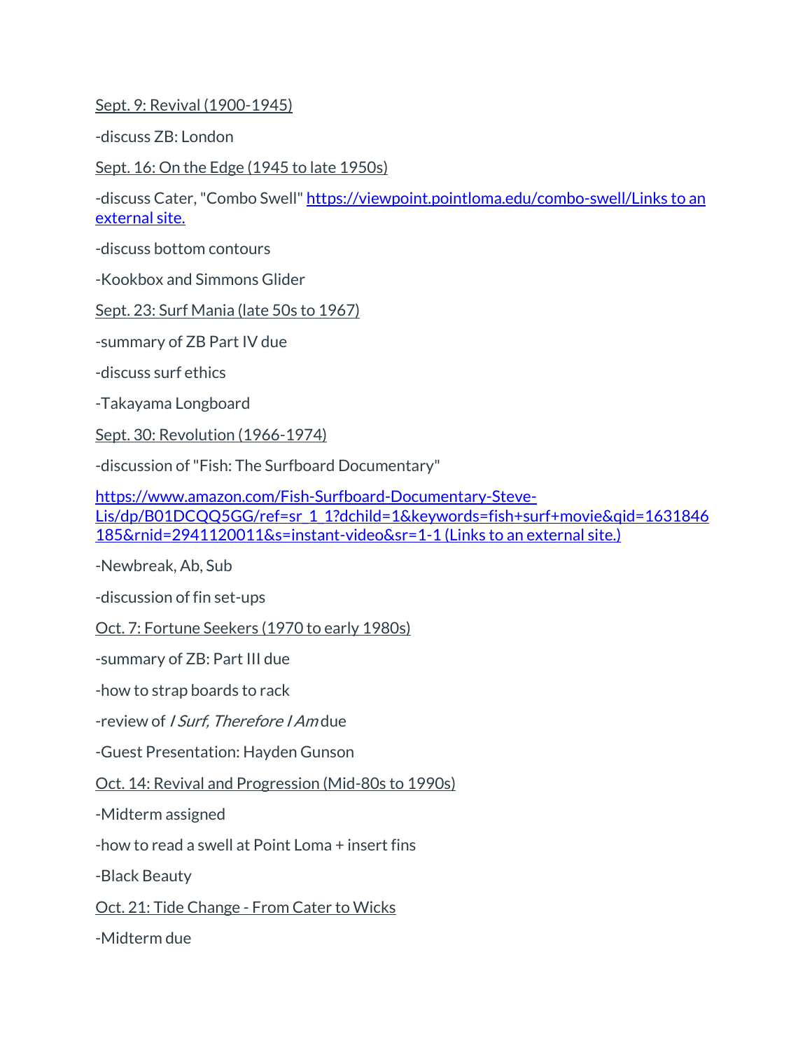Sept. 9: Revival (1900-1945)

-discuss ZB: London

Sept. 16: On the Edge (1945 to late 1950s)

-discuss Cater, "Combo Swell" [https://viewpoint.pointloma.edu/combo-swell/Links to an external site.](https://viewpoint.pointloma.edu/combo-swell/)

-discuss bottom contours

-Kookbox and Simmons Glider

Sept. 23: Surf Mania (late 50s to 1967)

-summary of ZB Part IV due

-discuss surf ethics

-Takayama Longboard

Sept. 30: Revolution (1966-1974)

-discussion of "Fish: The Surfboard Documentary"

[https://www.amazon.com/Fish-Surfboard-Documentary-Steve-Lis/dp/B01DCQQ5GG/ref=sr_1_1?dchild=1&keywords=fish+surf+movie&qid=1631846185&rnid=2941120011&s=instant-video&sr=1-1 (Links to an external site.)](https://www.amazon.com/Fish-Surfboard-Documentary-Steve-Lis/dp/B01DCQQ5GG/ref=sr_1_1?dchild=1&keywords=fish+surf+movie&qid=1631846185&rnid=2941120011&s=instant-video&sr=1-1)

-Newbreak, Ab, Sub

-discussion of fin set-ups

Oct. 7: Fortune Seekers (1970 to early 1980s)

-summary of ZB: Part III due

-how to strap boards to rack

-review of *I Surf, Therefore I Am* due

-Guest Presentation: Hayden Gunson

Oct. 14: Revival and Progression (Mid-80s to 1990s)

-Midterm assigned

-how to read a swell at Point Loma + insert fins

-Black Beauty

Oct. 21: Tide Change - From Cater to Wicks

-Midterm due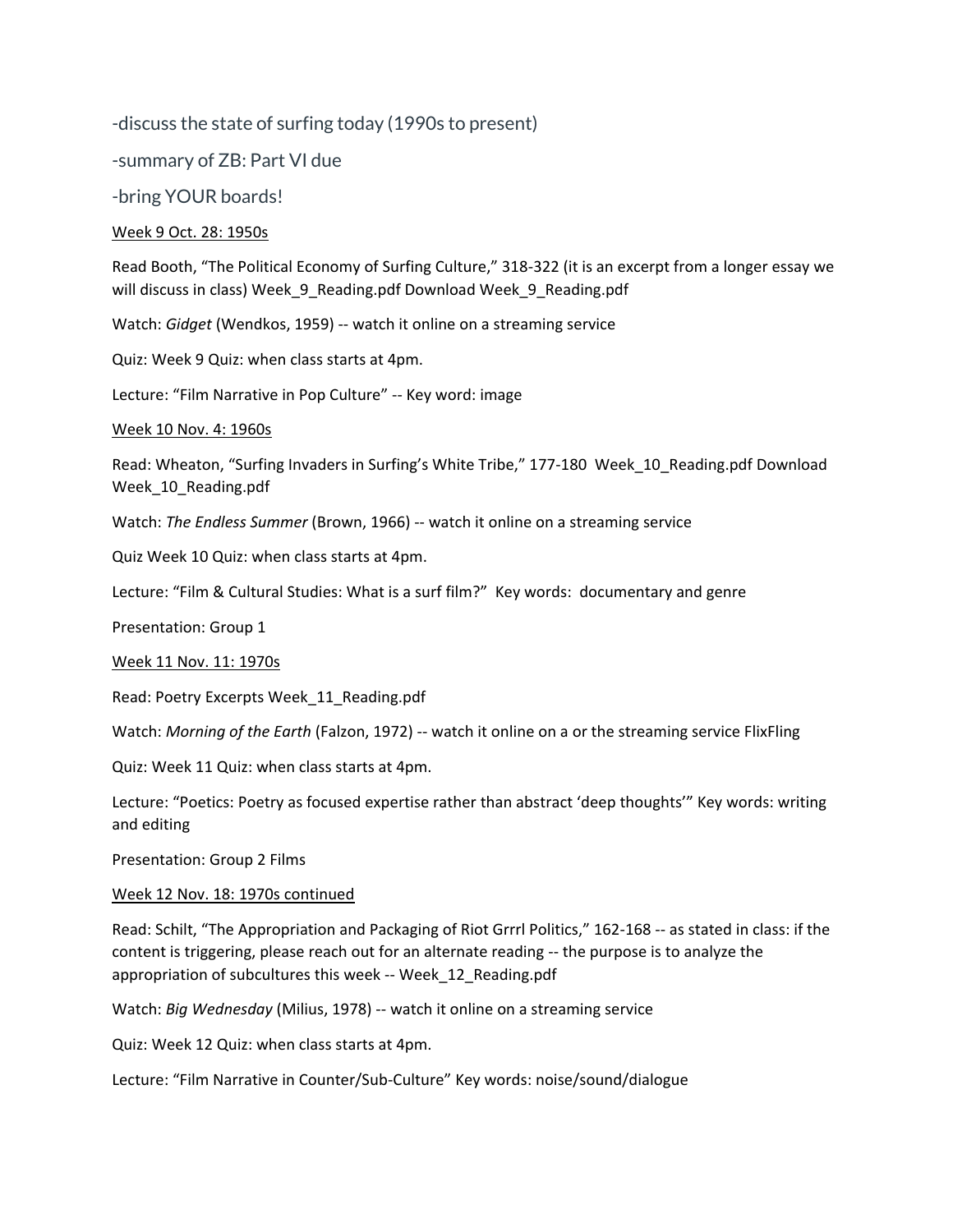-discuss the state of surfing today (1990s to present)

-summary of ZB: Part VI due

-bring YOUR boards!

<u>Week 9 Oct. 28: 1950s</u>

Read Booth, "The Political Economy of Surfing Culture," 318-322 (it is an excerpt from a longer essay we will discuss in class) Week_9_Reading.pdf Download Week_9_Reading.pdf

Watch: *Gidget* (Wendkos, 1959) -- watch it online on a streaming service

Quiz: Week 9 Quiz: when class starts at 4pm.

Lecture: "Film Narrative in Pop Culture" -- Key word: image

<u>Week 10 Nov. 4: 1960s</u>

Read: Wheaton, "Surfing Invaders in Surfing's White Tribe," 177-180 Week_10_Reading.pdf Download Week_10_Reading.pdf

Watch: *The Endless Summer* (Brown, 1966) -- watch it online on a streaming service

Quiz Week 10 Quiz: when class starts at 4pm.

Lecture: "Film & Cultural Studies: What is a surf film?" Key words: documentary and genre

Presentation: Group 1

<u>Week 11 Nov. 11: 1970s</u>

Read: Poetry Excerpts Week_11_Reading.pdf

Watch: *Morning of the Earth* (Falzon, 1972) -- watch it online on a or the streaming service FlixFling

Quiz: Week 11 Quiz: when class starts at 4pm.

Lecture: "Poetics: Poetry as focused expertise rather than abstract 'deep thoughts'" Key words: writing and editing

Presentation: Group 2 Films

<u>Week 12 Nov. 18: 1970s continued</u>

Read: Schilt, "The Appropriation and Packaging of Riot Grrrl Politics," 162-168 -- as stated in class: if the content is triggering, please reach out for an alternate reading -- the purpose is to analyze the appropriation of subcultures this week -- Week_12_Reading.pdf

Watch: *Big Wednesday* (Milius, 1978) -- watch it online on a streaming service

Quiz: Week 12 Quiz: when class starts at 4pm.

Lecture: "Film Narrative in Counter/Sub-Culture" Key words: noise/sound/dialogue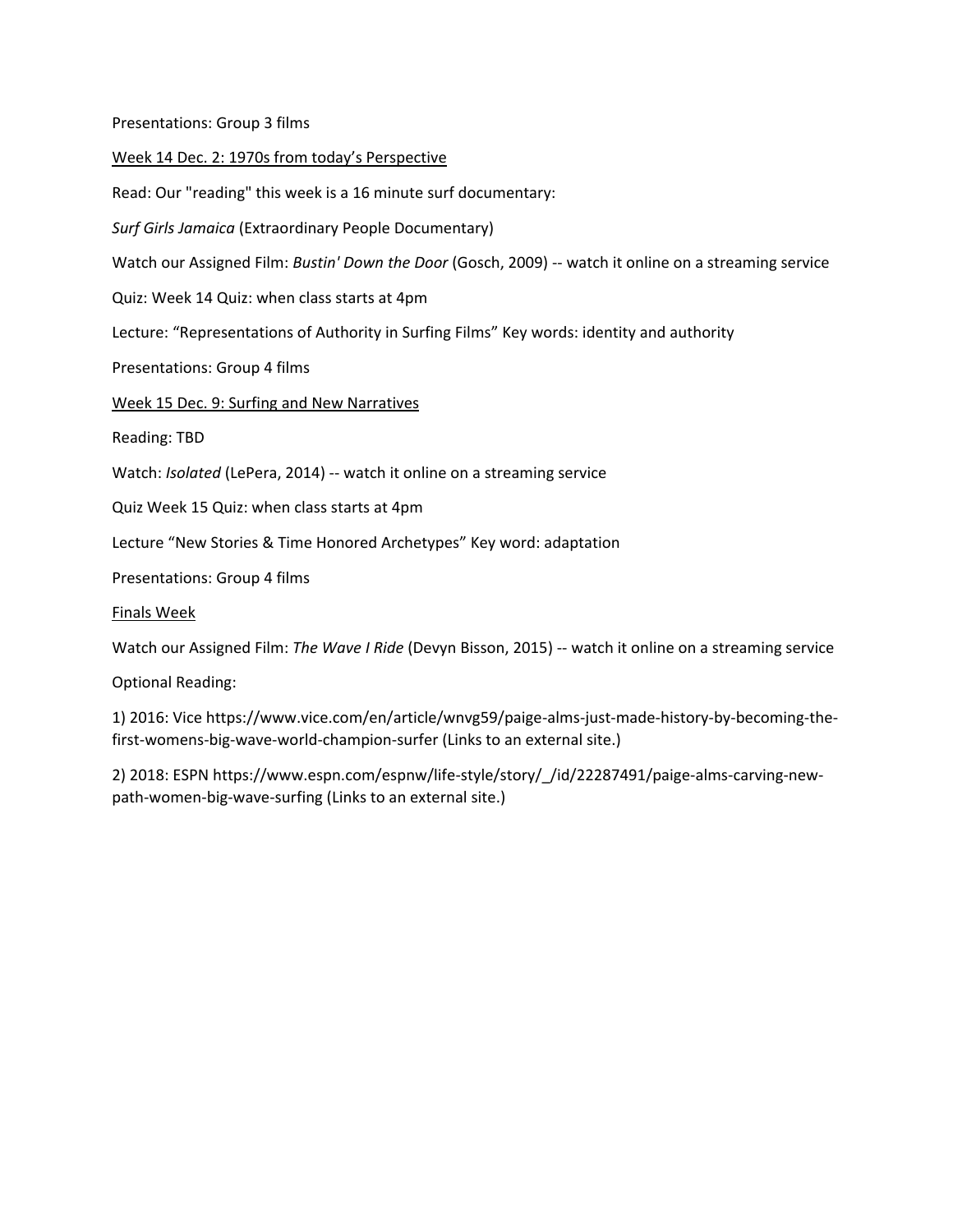Presentations: Group 3 films

<u>Week 14 Dec. 2: 1970s from today's Perspective</u>

Read: Our "reading" this week is a 16 minute surf documentary:

*Surf Girls Jamaica* (Extraordinary People Documentary)

Watch our Assigned Film: *Bustin' Down the Door* (Gosch, 2009) -- watch it online on a streaming service

Quiz: Week 14 Quiz: when class starts at 4pm

Lecture: "Representations of Authority in Surfing Films" Key words: identity and authority

Presentations: Group 4 films

<u>Week 15 Dec. 9: Surfing and New Narratives</u>

Reading: TBD

Watch: *Isolated* (LePera, 2014) -- watch it online on a streaming service

Quiz Week 15 Quiz: when class starts at 4pm

Lecture "New Stories & Time Honored Archetypes" Key word: adaptation

Presentations: Group 4 films

<u>Finals Week</u>

Watch our Assigned Film: *The Wave I Ride* (Devyn Bisson, 2015) -- watch it online on a streaming service

Optional Reading:

1) 2016: Vice https://www.vice.com/en/article/wnvg59/paige-alms-just-made-history-by-becoming-the-first-womens-big-wave-world-champion-surfer (Links to an external site.)

2) 2018: ESPN https://www.espn.com/espnw/life-style/story/_/id/22287491/paige-alms-carving-new-path-women-big-wave-surfing (Links to an external site.)